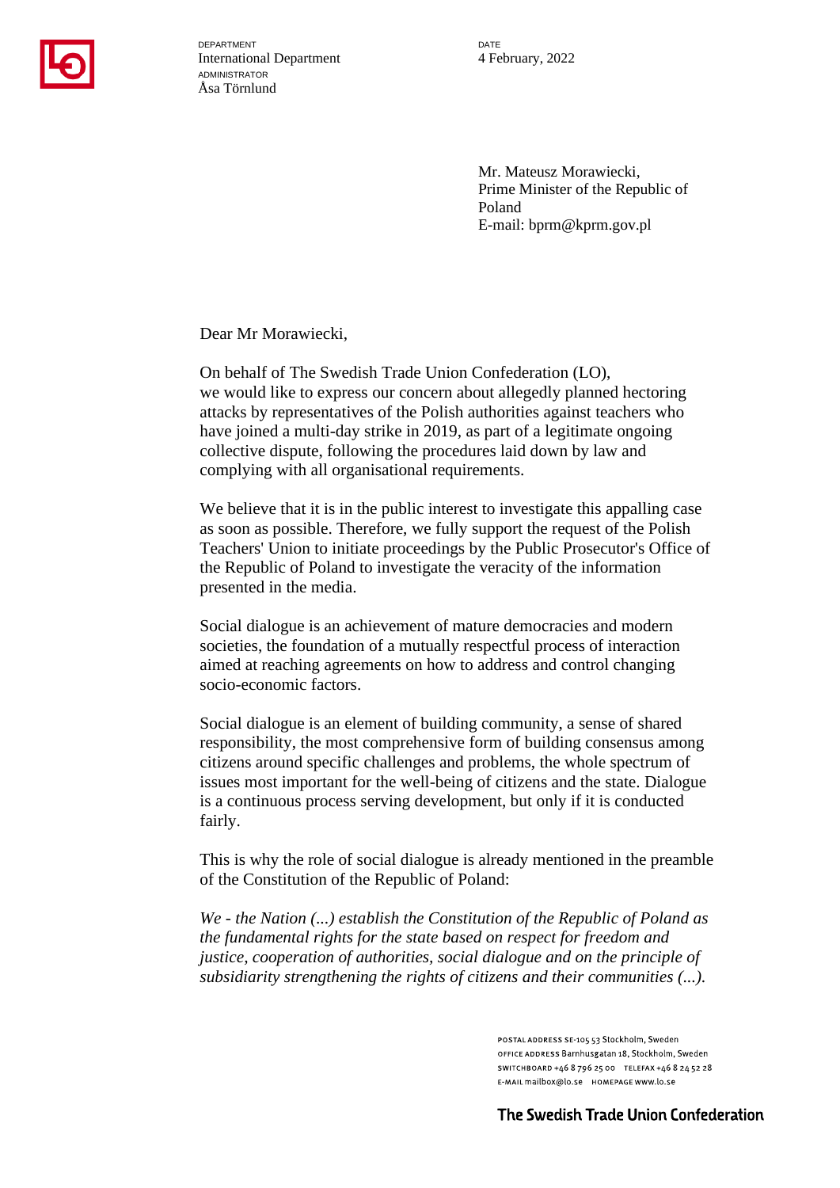DEPARTMENT
International Department
ADMINISTRATOR
Åsa Törnlund

DATE
4 February, 2022

Mr. Mateusz Morawiecki,
Prime Minister of the Republic of Poland
E-mail: bprm@kprm.gov.pl

Dear Mr Morawiecki,

On behalf of The Swedish Trade Union Confederation (LO), we would like to express our concern about allegedly planned hectoring attacks by representatives of the Polish authorities against teachers who have joined a multi-day strike in 2019, as part of a legitimate ongoing collective dispute, following the procedures laid down by law and complying with all organisational requirements.

We believe that it is in the public interest to investigate this appalling case as soon as possible. Therefore, we fully support the request of the Polish Teachers' Union to initiate proceedings by the Public Prosecutor's Office of the Republic of Poland to investigate the veracity of the information presented in the media.

Social dialogue is an achievement of mature democracies and modern societies, the foundation of a mutually respectful process of interaction aimed at reaching agreements on how to address and control changing socio-economic factors.

Social dialogue is an element of building community, a sense of shared responsibility, the most comprehensive form of building consensus among citizens around specific challenges and problems, the whole spectrum of issues most important for the well-being of citizens and the state. Dialogue is a continuous process serving development, but only if it is conducted fairly.

This is why the role of social dialogue is already mentioned in the preamble of the Constitution of the Republic of Poland:

*We - the Nation (...) establish the Constitution of the Republic of Poland as the fundamental rights for the state based on respect for freedom and justice, cooperation of authorities, social dialogue and on the principle of subsidiarity strengthening the rights of citizens and their communities (...).*

POSTAL ADDRESS SE-105 53 Stockholm, Sweden
OFFICE ADDRESS Barnhusgatan 18, Stockholm, Sweden
SWITCHBOARD +46 8 796 25 00 TELEFAX +46 8 24 52 28
E-MAIL mailbox@lo.se HOMEPAGE www.lo.se

The Swedish Trade Union Confederation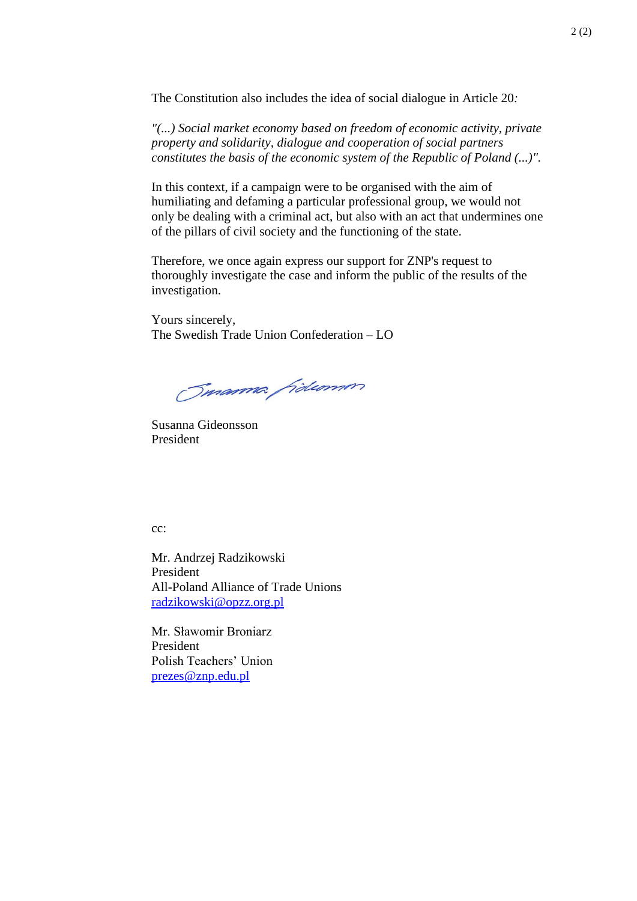The Constitution also includes the idea of social dialogue in Article 20*:*

*"(...) Social market economy based on freedom of economic activity, private property and solidarity, dialogue and cooperation of social partners constitutes the basis of the economic system of the Republic of Poland (...)".*

In this context, if a campaign were to be organised with the aim of humiliating and defaming a particular professional group, we would not only be dealing with a criminal act, but also with an act that undermines one of the pillars of civil society and the functioning of the state.

Therefore, we once again express our support for ZNP's request to thoroughly investigate the case and inform the public of the results of the investigation.

Yours sincerely,
The Swedish Trade Union Confederation – LO

Susanna Gideonsson
President

cc:

Mr. Andrzej Radzikowski
President
All-Poland Alliance of Trade Unions
radzikowski@opzz.org.pl

Mr. Sławomir Broniarz
President
Polish Teachers' Union
prezes@znp.edu.pl